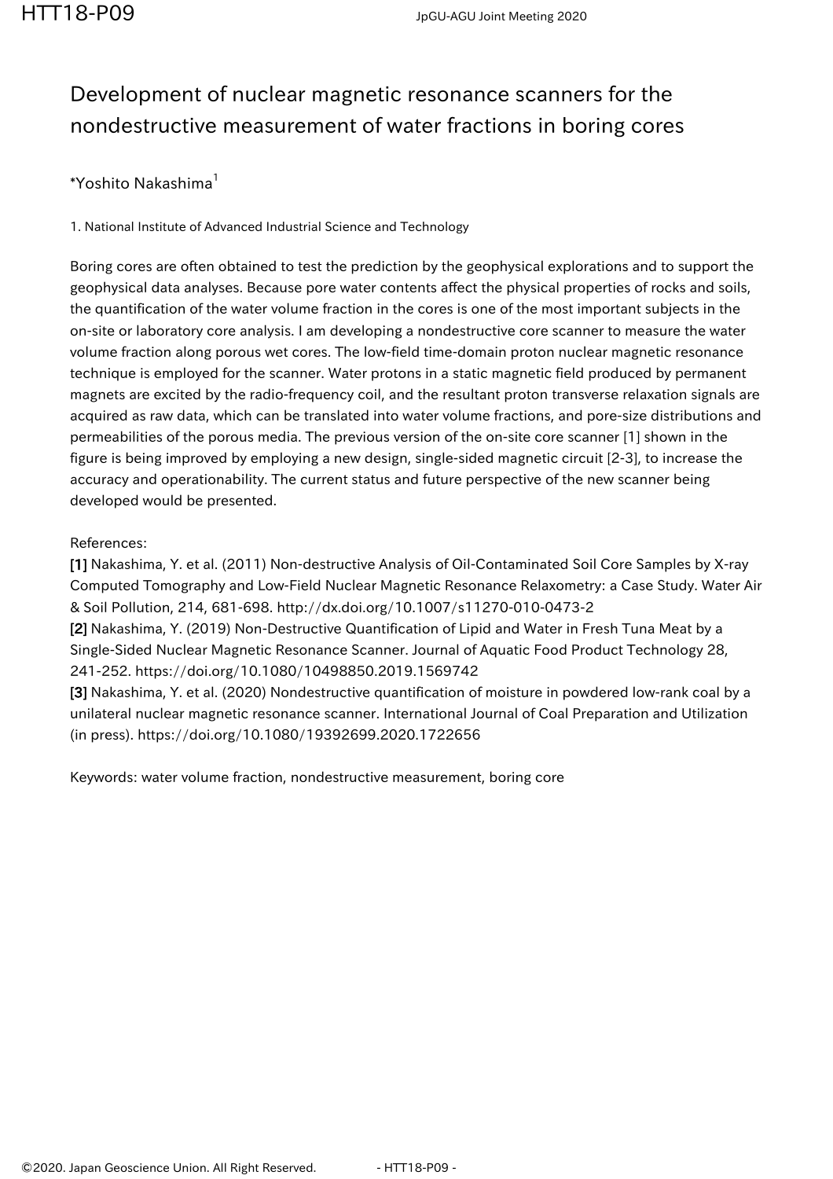# Development of nuclear magnetic resonance scanners for the nondestructive measurement of water fractions in boring cores

*Yoshito Nakashima[1]

1. National Institute of Advanced Industrial Science and Technology

Boring cores are often obtained to test the prediction by the geophysical explorations and to support the geophysical data analyses. Because pore water contents affect the physical properties of rocks and soils, the quantification of the water volume fraction in the cores is one of the most important subjects in the on-site or laboratory core analysis. I am developing a nondestructive core scanner to measure the water volume fraction along porous wet cores. The low-field time-domain proton nuclear magnetic resonance technique is employed for the scanner. Water protons in a static magnetic field produced by permanent magnets are excited by the radio-frequency coil, and the resultant proton transverse relaxation signals are acquired as raw data, which can be translated into water volume fractions, and pore-size distributions and permeabilities of the porous media. The previous version of the on-site core scanner [1] shown in the figure is being improved by employing a new design, single-sided magnetic circuit [2-3], to increase the accuracy and operationability. The current status and future perspective of the new scanner being developed would be presented.

References:

**[1]** Nakashima, Y. et al. (2011) Non-destructive Analysis of Oil-Contaminated Soil Core Samples by X-ray Computed Tomography and Low-Field Nuclear Magnetic Resonance Relaxometry: a Case Study. Water Air & Soil Pollution, 214, 681-698. http://dx.doi.org/10.1007/s11270-010-0473-2

**[2]** Nakashima, Y. (2019) Non-Destructive Quantification of Lipid and Water in Fresh Tuna Meat by a Single-Sided Nuclear Magnetic Resonance Scanner. Journal of Aquatic Food Product Technology 28, 241-252. https://doi.org/10.1080/10498850.2019.1569742

**[3]** Nakashima, Y. et al. (2020) Nondestructive quantification of moisture in powdered low-rank coal by a unilateral nuclear magnetic resonance scanner. International Journal of Coal Preparation and Utilization (in press). https://doi.org/10.1080/19392699.2020.1722656

Keywords: water volume fraction, nondestructive measurement, boring core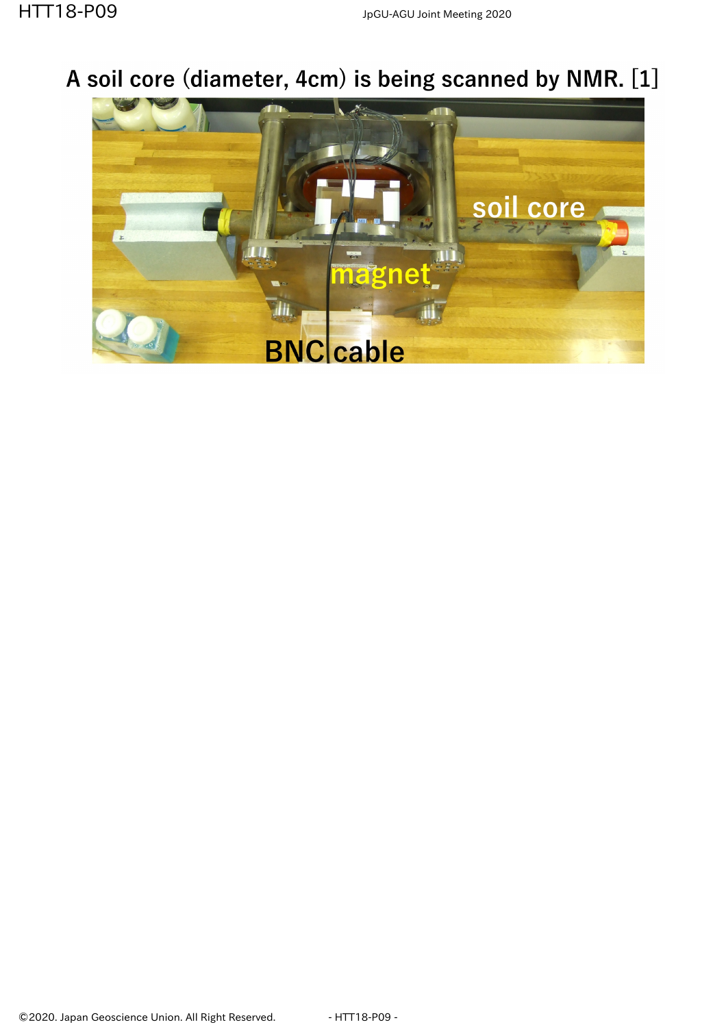# A soil core (diameter, 4cm) is being scanned by NMR. [1]

soil core

magnet

BNC cable